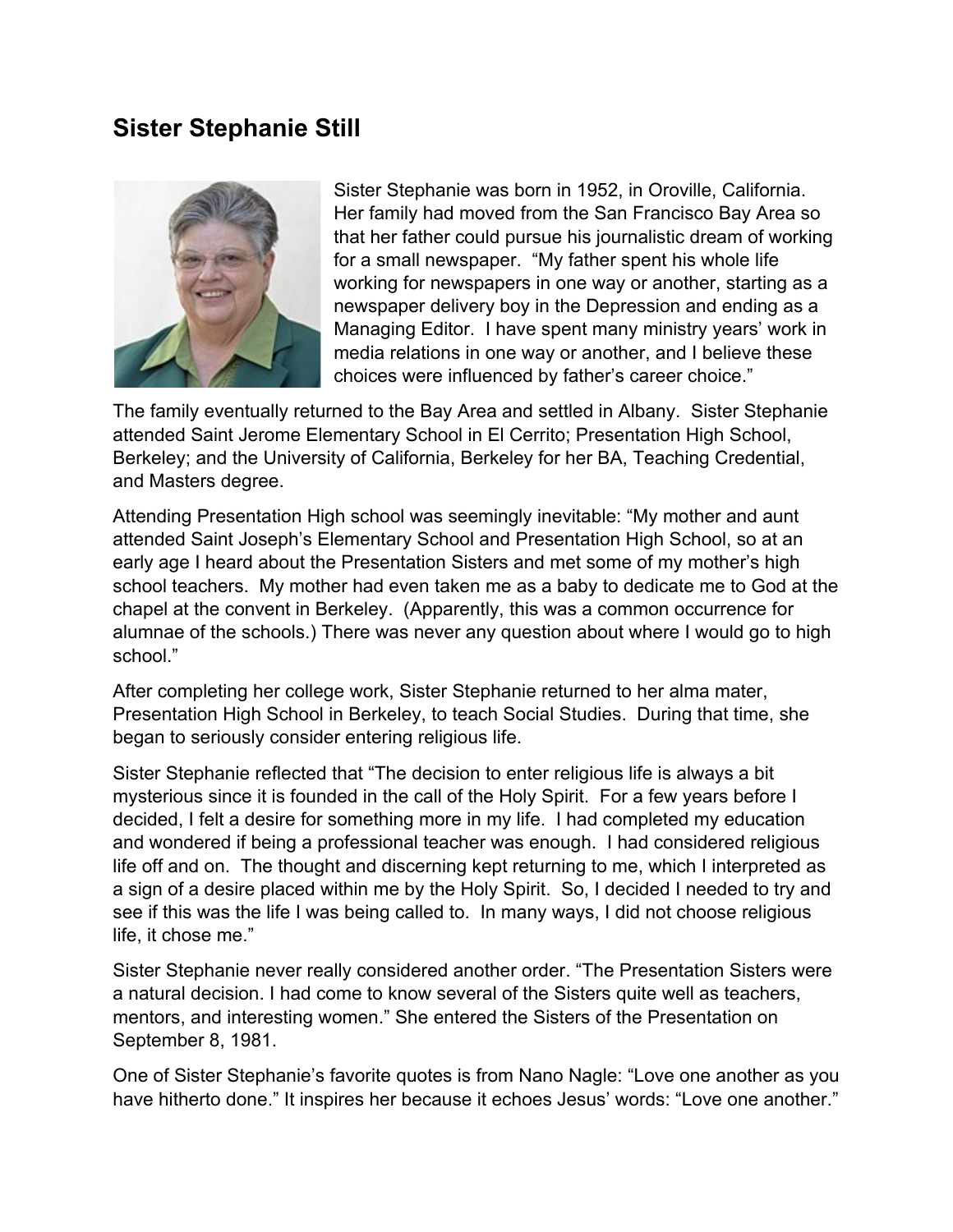# Sister Stephanie Still

Sister Stephanie was born in 1952, in Oroville, California. Her family had moved from the San Francisco Bay Area so that her father could pursue his journalistic dream of working for a small newspaper. “My father spent his whole life working for newspapers in one way or another, starting as a newspaper delivery boy in the Depression and ending as a Managing Editor. I have spent many ministry years’ work in media relations in one way or another, and I believe these choices were influenced by father’s career choice.”

The family eventually returned to the Bay Area and settled in Albany. Sister Stephanie attended Saint Jerome Elementary School in El Cerrito; Presentation High School, Berkeley; and the University of California, Berkeley for her BA, Teaching Credential, and Masters degree.

Attending Presentation High school was seemingly inevitable: “My mother and aunt attended Saint Joseph’s Elementary School and Presentation High School, so at an early age I heard about the Presentation Sisters and met some of my mother’s high school teachers. My mother had even taken me as a baby to dedicate me to God at the chapel at the convent in Berkeley. (Apparently, this was a common occurrence for alumnae of the schools.) There was never any question about where I would go to high school.”

After completing her college work, Sister Stephanie returned to her alma mater, Presentation High School in Berkeley, to teach Social Studies. During that time, she began to seriously consider entering religious life.

Sister Stephanie reflected that “The decision to enter religious life is always a bit mysterious since it is founded in the call of the Holy Spirit. For a few years before I decided, I felt a desire for something more in my life. I had completed my education and wondered if being a professional teacher was enough. I had considered religious life off and on. The thought and discerning kept returning to me, which I interpreted as a sign of a desire placed within me by the Holy Spirit. So, I decided I needed to try and see if this was the life I was being called to. In many ways, I did not choose religious life, it chose me.”

Sister Stephanie never really considered another order. “The Presentation Sisters were a natural decision. I had come to know several of the Sisters quite well as teachers, mentors, and interesting women.” She entered the Sisters of the Presentation on September 8, 1981.

One of Sister Stephanie’s favorite quotes is from Nano Nagle: “Love one another as you have hitherto done.” It inspires her because it echoes Jesus’ words: “Love one another.”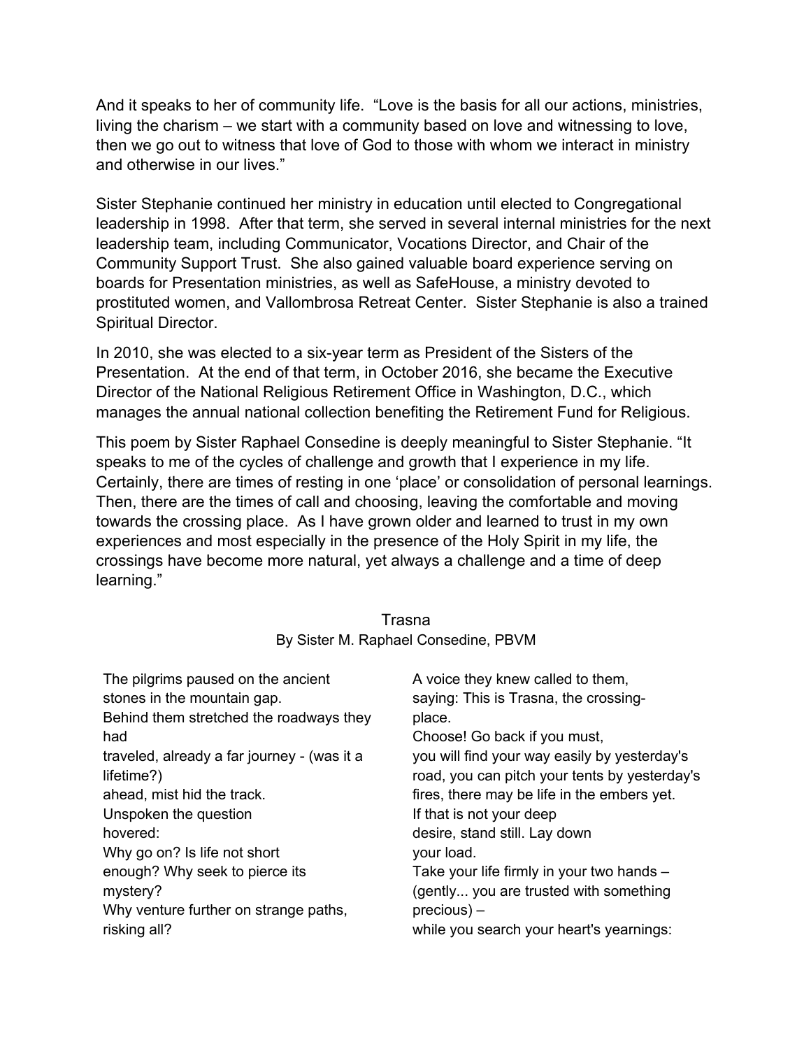And it speaks to her of community life. "Love is the basis for all our actions, ministries, living the charism – we start with a community based on love and witnessing to love, then we go out to witness that love of God to those with whom we interact in ministry and otherwise in our lives."

Sister Stephanie continued her ministry in education until elected to Congregational leadership in 1998. After that term, she served in several internal ministries for the next leadership team, including Communicator, Vocations Director, and Chair of the Community Support Trust. She also gained valuable board experience serving on boards for Presentation ministries, as well as SafeHouse, a ministry devoted to prostituted women, and Vallombrosa Retreat Center. Sister Stephanie is also a trained Spiritual Director.

In 2010, she was elected to a six-year term as President of the Sisters of the Presentation. At the end of that term, in October 2016, she became the Executive Director of the National Religious Retirement Office in Washington, D.C., which manages the annual national collection benefiting the Retirement Fund for Religious.

This poem by Sister Raphael Consedine is deeply meaningful to Sister Stephanie. "It speaks to me of the cycles of challenge and growth that I experience in my life. Certainly, there are times of resting in one 'place' or consolidation of personal learnings. Then, there are the times of call and choosing, leaving the comfortable and moving towards the crossing place. As I have grown older and learned to trust in my own experiences and most especially in the presence of the Holy Spirit in my life, the crossings have become more natural, yet always a challenge and a time of deep learning."

Trasna
By Sister M. Raphael Consedine, PBVM

The pilgrims paused on the ancient stones in the mountain gap.
Behind them stretched the roadways they had
traveled, already a far journey - (was it a lifetime?)
ahead, mist hid the track.
Unspoken the question
hovered:
Why go on? Is life not short
enough? Why seek to pierce its
mystery?
Why venture further on strange paths,
risking all?

A voice they knew called to them,
saying: This is Trasna, the crossing-place.
Choose! Go back if you must,
you will find your way easily by yesterday's
road, you can pitch your tents by yesterday's
fires, there may be life in the embers yet.
If that is not your deep
desire, stand still. Lay down
your load.
Take your life firmly in your two hands –
(gently... you are trusted with something precious) –
while you search your heart's yearnings: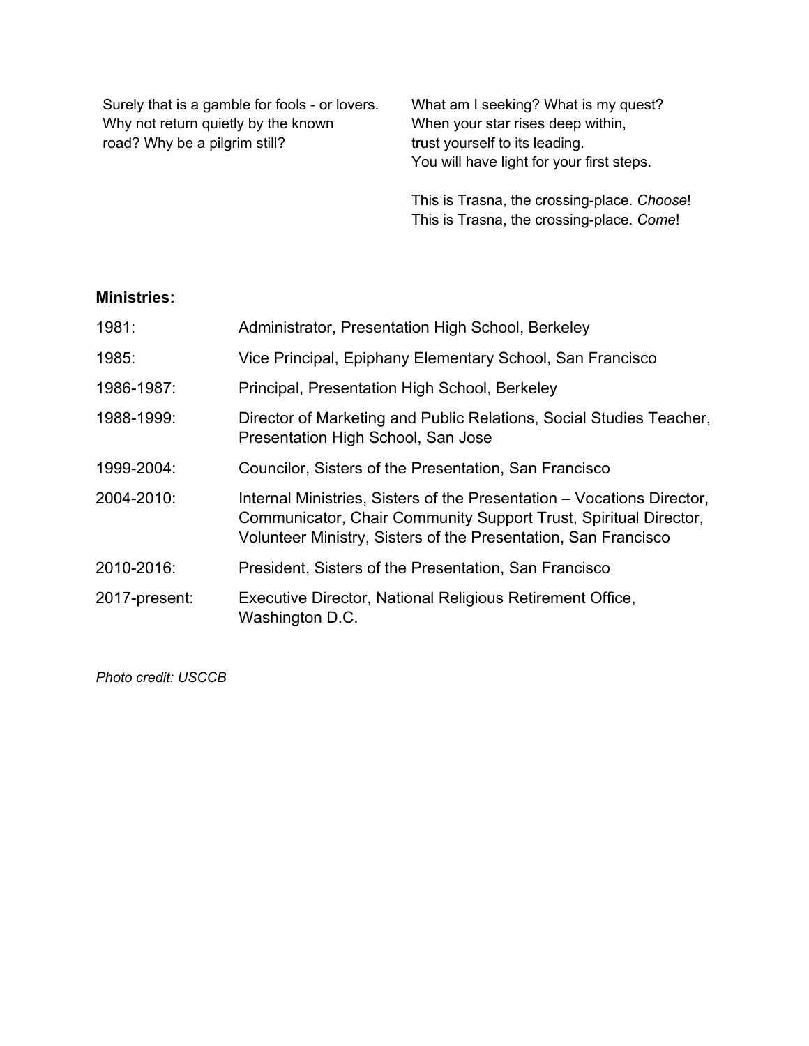Surely that is a gamble for fools - or lovers.
Why not return quietly by the known
road? Why be a pilgrim still?

What am I seeking? What is my quest?
When your star rises deep within,
trust yourself to its leading.
You will have light for your first steps.

This is Trasna, the crossing-place. *Choose*!
This is Trasna, the crossing-place. *Come*!

**Ministries:**

| | |
|---|---|
| 1981: | Administrator, Presentation High School, Berkeley |
| 1985: | Vice Principal, Epiphany Elementary School, San Francisco |
| 1986-1987: | Principal, Presentation High School, Berkeley |
| 1988-1999: | Director of Marketing and Public Relations, Social Studies Teacher, Presentation High School, San Jose |
| 1999-2004: | Councilor, Sisters of the Presentation, San Francisco |
| 2004-2010: | Internal Ministries, Sisters of the Presentation – Vocations Director, Communicator, Chair Community Support Trust, Spiritual Director, Volunteer Ministry, Sisters of the Presentation, San Francisco |
| 2010-2016: | President, Sisters of the Presentation, San Francisco |
| 2017-present: | Executive Director, National Religious Retirement Office, Washington D.C. |

*Photo credit: USCCB*